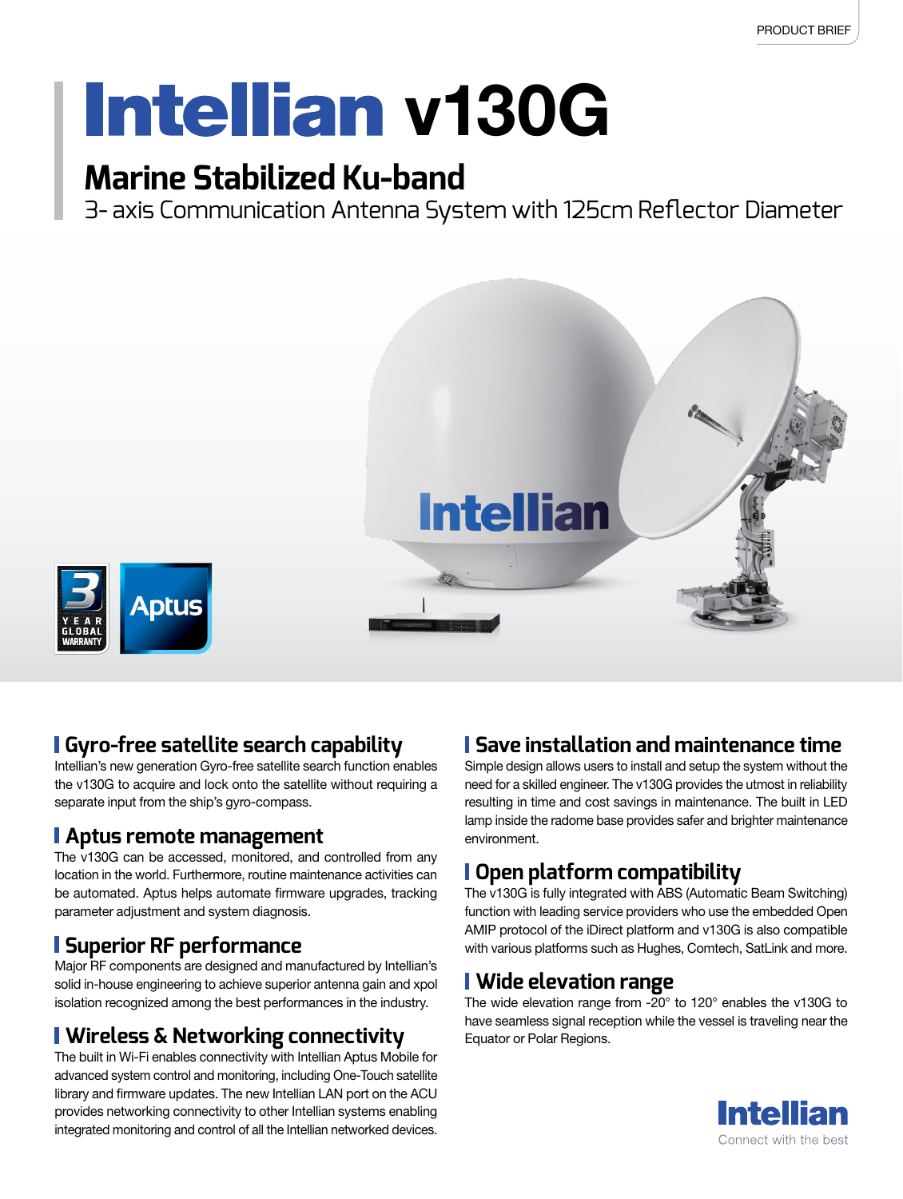# Intellian v130G

## Marine Stabilized Ku-band

3- axis Communication Antenna System with 125cm Reflector Diameter

### Gyro-free satellite search capability

Intellian's new generation Gyro-free satellite search function enables the v130G to acquire and lock onto the satellite without requiring a separate input from the ship's gyro-compass.

### Aptus remote management

The v130G can be accessed, monitored, and controlled from any location in the world. Furthermore, routine maintenance activities can be automated. Aptus helps automate firmware upgrades, tracking parameter adjustment and system diagnosis.

### Superior RF performance

Major RF components are designed and manufactured by Intellian's solid in-house engineering to achieve superior antenna gain and xpol isolation recognized among the best performances in the industry.

### Wireless & Networking connectivity

The built in Wi-Fi enables connectivity with Intellian Aptus Mobile for advanced system control and monitoring, including One-Touch satellite library and firmware updates. The new Intellian LAN port on the ACU provides networking connectivity to other Intellian systems enabling integrated monitoring and control of all the Intellian networked devices.

### Save installation and maintenance time

Simple design allows users to install and setup the system without the need for a skilled engineer. The v130G provides the utmost in reliability resulting in time and cost savings in maintenance. The built in LED lamp inside the radome base provides safer and brighter maintenance environment.

### Open platform compatibility

The v130G is fully integrated with ABS (Automatic Beam Switching) function with leading service providers who use the embedded Open AMIP protocol of the iDirect platform and v130G is also compatible with various platforms such as Hughes, Comtech, SatLink and more.

### Wide elevation range

The wide elevation range from -20° to 120° enables the v130G to have seamless signal reception while the vessel is traveling near the Equator or Polar Regions.

Intellian
Connect with the best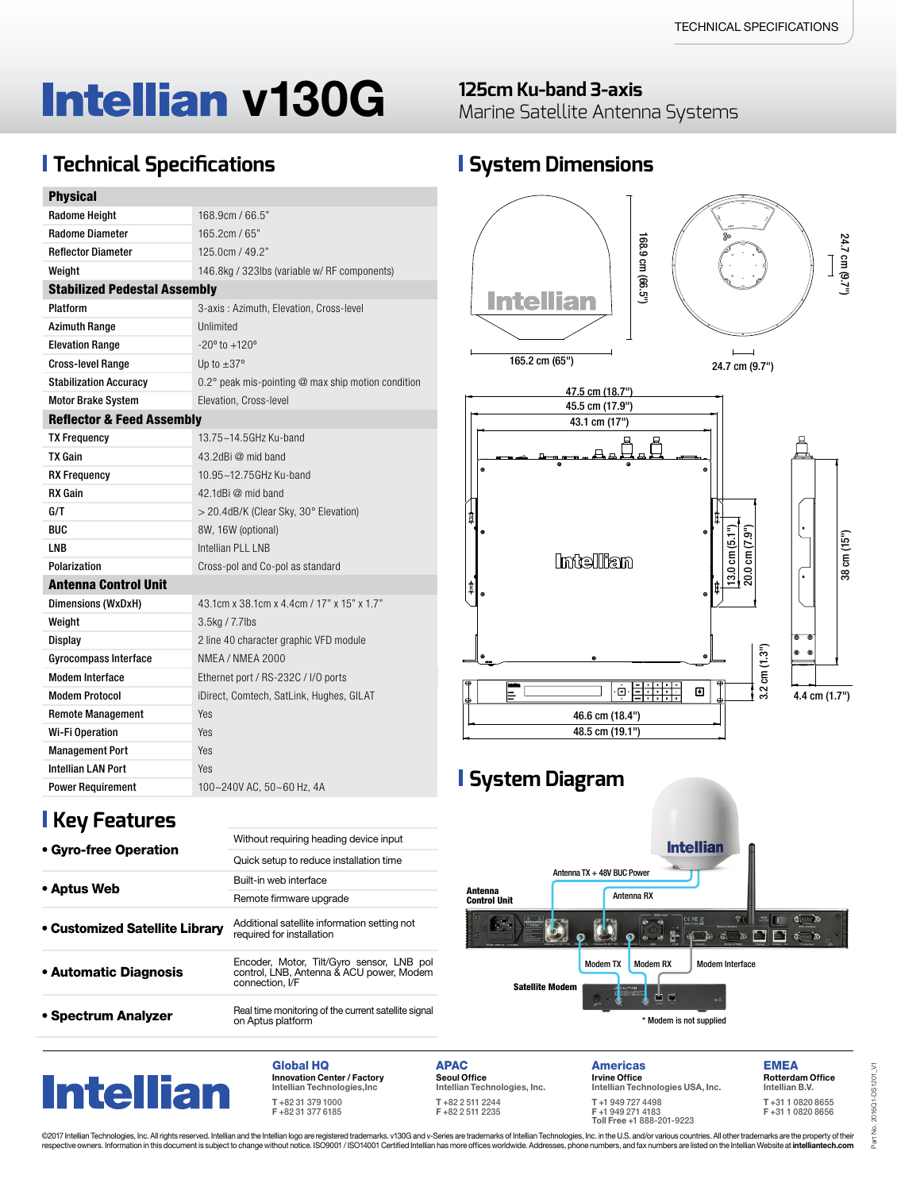# Intellian v130G

## 125cm Ku-band 3-axis Marine Satellite Antenna Systems

## Technical Specifications

| | |
|---|---|
| **Physical** | |
| Radome Height | 168.9cm / 66.5" |
| Radome Diameter | 165.2cm / 65" |
| Reflector Diameter | 125.0cm / 49.2" |
| Weight | 146.8kg / 323lbs (variable w/ RF components) |
| **Stabilized Pedestal Assembly** | |
| Platform | 3-axis : Azimuth, Elevation, Cross-level |
| Azimuth Range | Unlimited |
| Elevation Range | -20° to +120° |
| Cross-level Range | Up to ±37° |
| Stabilization Accuracy | 0.2° peak mis-pointing @ max ship motion condition |
| Motor Brake System | Elevation, Cross-level |
| **Reflector & Feed Assembly** | |
| TX Frequency | 13.75~14.5GHz Ku-band |
| TX Gain | 43.2dBi @ mid band |
| RX Frequency | 10.95~12.75GHz Ku-band |
| RX Gain | 42.1dBi @ mid band |
| G/T | > 20.4dB/K (Clear Sky, 30° Elevation) |
| BUC | 8W, 16W (optional) |
| LNB | Intellian PLL LNB |
| Polarization | Cross-pol and Co-pol as standard |
| **Antenna Control Unit** | |
| Dimensions (WxDxH) | 43.1cm x 38.1cm x 4.4cm / 17" x 15" x 1.7" |
| Weight | 3.5kg / 7.7lbs |
| Display | 2 line 40 character graphic VFD module |
| Gyrocompass Interface | NMEA / NMEA 2000 |
| Modem Interface | Ethernet port / RS-232C / I/O ports |
| Modem Protocol | iDirect, Comtech, SatLink, Hughes, GILAT |
| Remote Management | Yes |
| Wi-Fi Operation | Yes |
| Management Port | Yes |
| Intellian LAN Port | Yes |
| Power Requirement | 100~240V AC, 50~60 Hz, 4A |

## Key Features

| | |
|---|---|
| **• Gyro-free Operation** | Without requiring heading device input |
| | Quick setup to reduce installation time |
| **• Aptus Web** | Built-in web interface |
| | Remote firmware upgrade |
| **• Customized Satellite Library** | Additional satellite information setting not required for installation |
| **• Automatic Diagnosis** | Encoder, Motor, Tilt/Gyro sensor, LNB pol control, LNB, Antenna & ACU power, Modem connection, I/F |
| **• Spectrum Analyzer** | Real time monitoring of the current satellite signal on Aptus platform |

## System Dimensions

168.9 cm (66.5")
165.2 cm (65")
24.7 cm (9.7")
24.7 cm (9.7")
47.5 cm (18.7")
45.5 cm (17.9")
43.1 cm (17")
13.0 cm (5.1")
20.0 cm (7.9")
38 cm (15")
3.2 cm (1.3")
4.4 cm (1.7")
46.6 cm (18.4")
48.5 cm (19.1")

## System Diagram

Antenna TX + 48V BUC Power
Antenna Control Unit
Antenna RX
Modem TX
Modem RX
Modem Interface
Satellite Modem
* Modem is not supplied

**Global HQ**
Innovation Center / Factory
Intellian Technologies,Inc
T +82 31 379 1000
F +82 31 377 6185

**APAC**
Seoul Office
Intellian Technologies, Inc.
T +82 2 511 2244
F +82 2 511 2235

**Americas**
Irvine Office
Intellian Technologies USA, Inc.
T +1 949 727 4498
F +1 949 271 4183
Toll Free +1 888-201-9223

**EMEA**
Rotterdam Office
Intellian B.V.
T +31 1 0820 8655
F +31 1 0820 8656

©2017 Intellian Technologies, Inc. All rights reserved. Intellian and the Intellian logo are registered trademarks. v130G and v-Series are trademarks of Intellian Technologies, Inc. in the U.S. and/or various countries. All other trademarks are the property of their respective owners. Information in this document is subject to change without notice. ISO9001 / ISO14001 Certified Intellian has more offices worldwide. Addresses, phone numbers, and fax numbers are listed on the Intellian Website at **intelliantech.com**

Part No. 2016Q1-DS1201_V1